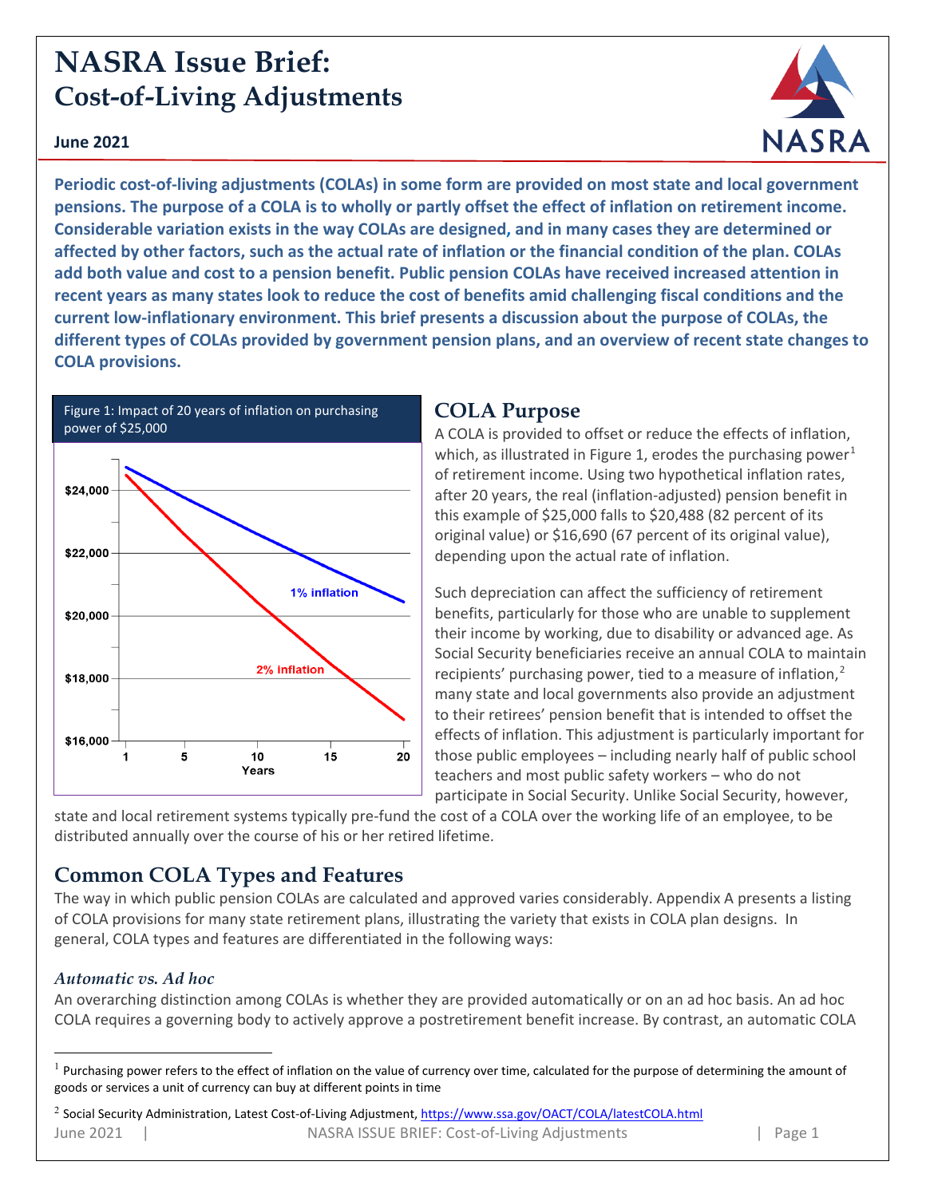# NASRA Issue Brief: Cost-of-Living Adjustments

**June 2021**

**Periodic cost-of-living adjustments (COLAs) in some form are provided on most state and local government pensions. The purpose of a COLA is to wholly or partly offset the effect of inflation on retirement income. Considerable variation exists in the way COLAs are designed, and in many cases they are determined or affected by other factors, such as the actual rate of inflation or the financial condition of the plan. COLAs add both value and cost to a pension benefit. Public pension COLAs have received increased attention in recent years as many states look to reduce the cost of benefits amid challenging fiscal conditions and the current low-inflationary environment. This brief presents a discussion about the purpose of COLAs, the different types of COLAs provided by government pension plans, and an overview of recent state changes to COLA provisions.**

Figure 1: Impact of 20 years of inflation on purchasing power of $25,000

## COLA Purpose

A COLA is provided to offset or reduce the effects of inflation, which, as illustrated in Figure 1, erodes the purchasing power[1] of retirement income. Using two hypothetical inflation rates, after 20 years, the real (inflation-adjusted) pension benefit in this example of $25,000 falls to $20,488 (82 percent of its original value) or $16,690 (67 percent of its original value), depending upon the actual rate of inflation.

Such depreciation can affect the sufficiency of retirement benefits, particularly for those who are unable to supplement their income by working, due to disability or advanced age. As Social Security beneficiaries receive an annual COLA to maintain recipients' purchasing power, tied to a measure of inflation,[2] many state and local governments also provide an adjustment to their retirees' pension benefit that is intended to offset the effects of inflation. This adjustment is particularly important for those public employees – including nearly half of public school teachers and most public safety workers – who do not participate in Social Security. Unlike Social Security, however, state and local retirement systems typically pre-fund the cost of a COLA over the working life of an employee, to be distributed annually over the course of his or her retired lifetime.

## Common COLA Types and Features

The way in which public pension COLAs are calculated and approved varies considerably. Appendix A presents a listing of COLA provisions for many state retirement plans, illustrating the variety that exists in COLA plan designs. In general, COLA types and features are differentiated in the following ways:

### *Automatic vs. Ad hoc*

An overarching distinction among COLAs is whether they are provided automatically or on an ad hoc basis. An ad hoc COLA requires a governing body to actively approve a postretirement benefit increase. By contrast, an automatic COLA

---

[1] Purchasing power refers to the effect of inflation on the value of currency over time, calculated for the purpose of determining the amount of goods or services a unit of currency can buy at different points in time

[2] Social Security Administration, Latest Cost-of-Living Adjustment, https://www.ssa.gov/OACT/COLA/latestCOLA.html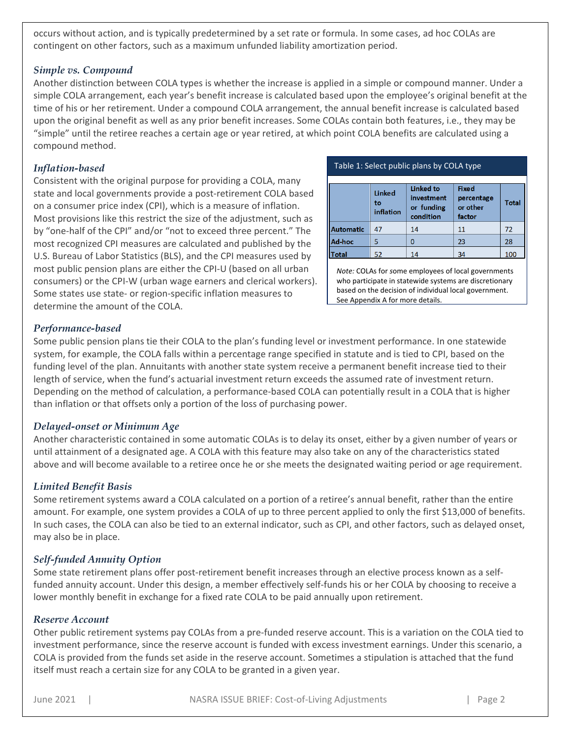occurs without action, and is typically predetermined by a set rate or formula. In some cases, ad hoc COLAs are contingent on other factors, such as a maximum unfunded liability amortization period.

### *Simple vs. Compound*

Another distinction between COLA types is whether the increase is applied in a simple or compound manner. Under a simple COLA arrangement, each year's benefit increase is calculated based upon the employee's original benefit at the time of his or her retirement. Under a compound COLA arrangement, the annual benefit increase is calculated based upon the original benefit as well as any prior benefit increases. Some COLAs contain both features, i.e., they may be "simple" until the retiree reaches a certain age or year retired, at which point COLA benefits are calculated using a compound method.

### *Inflation-based*

Consistent with the original purpose for providing a COLA, many state and local governments provide a post-retirement COLA based on a consumer price index (CPI), which is a measure of inflation. Most provisions like this restrict the size of the adjustment, such as by "one-half of the CPI" and/or "not to exceed three percent." The most recognized CPI measures are calculated and published by the U.S. Bureau of Labor Statistics (BLS), and the CPI measures used by most public pension plans are either the CPI-U (based on all urban consumers) or the CPI-W (urban wage earners and clerical workers). Some states use state- or region-specific inflation measures to determine the amount of the COLA.

Table 1: Select public plans by COLA type

| | Linked to inflation | Linked to investment or funding condition | Fixed percentage or other factor | Total |
|---|---|---|---|---|
| **Automatic** | 47 | 14 | 11 | 72 |
| **Ad-hoc** | 5 | 0 | 23 | 28 |
| **Total** | 52 | 14 | 34 | 100 |

*Note:* COLAs for some employees of local governments who participate in statewide systems are discretionary based on the decision of individual local government. See Appendix A for more details.

### *Performance-based*

Some public pension plans tie their COLA to the plan's funding level or investment performance. In one statewide system, for example, the COLA falls within a percentage range specified in statute and is tied to CPI, based on the funding level of the plan. Annuitants with another state system receive a permanent benefit increase tied to their length of service, when the fund's actuarial investment return exceeds the assumed rate of investment return. Depending on the method of calculation, a performance-based COLA can potentially result in a COLA that is higher than inflation or that offsets only a portion of the loss of purchasing power.

### *Delayed-onset or Minimum Age*

Another characteristic contained in some automatic COLAs is to delay its onset, either by a given number of years or until attainment of a designated age. A COLA with this feature may also take on any of the characteristics stated above and will become available to a retiree once he or she meets the designated waiting period or age requirement.

### *Limited Benefit Basis*

Some retirement systems award a COLA calculated on a portion of a retiree's annual benefit, rather than the entire amount. For example, one system provides a COLA of up to three percent applied to only the first $13,000 of benefits. In such cases, the COLA can also be tied to an external indicator, such as CPI, and other factors, such as delayed onset, may also be in place.

### *Self-funded Annuity Option*

Some state retirement plans offer post-retirement benefit increases through an elective process known as a self-funded annuity account. Under this design, a member effectively self-funds his or her COLA by choosing to receive a lower monthly benefit in exchange for a fixed rate COLA to be paid annually upon retirement.

### *Reserve Account*

Other public retirement systems pay COLAs from a pre-funded reserve account. This is a variation on the COLA tied to investment performance, since the reserve account is funded with excess investment earnings. Under this scenario, a COLA is provided from the funds set aside in the reserve account. Sometimes a stipulation is attached that the fund itself must reach a certain size for any COLA to be granted in a given year.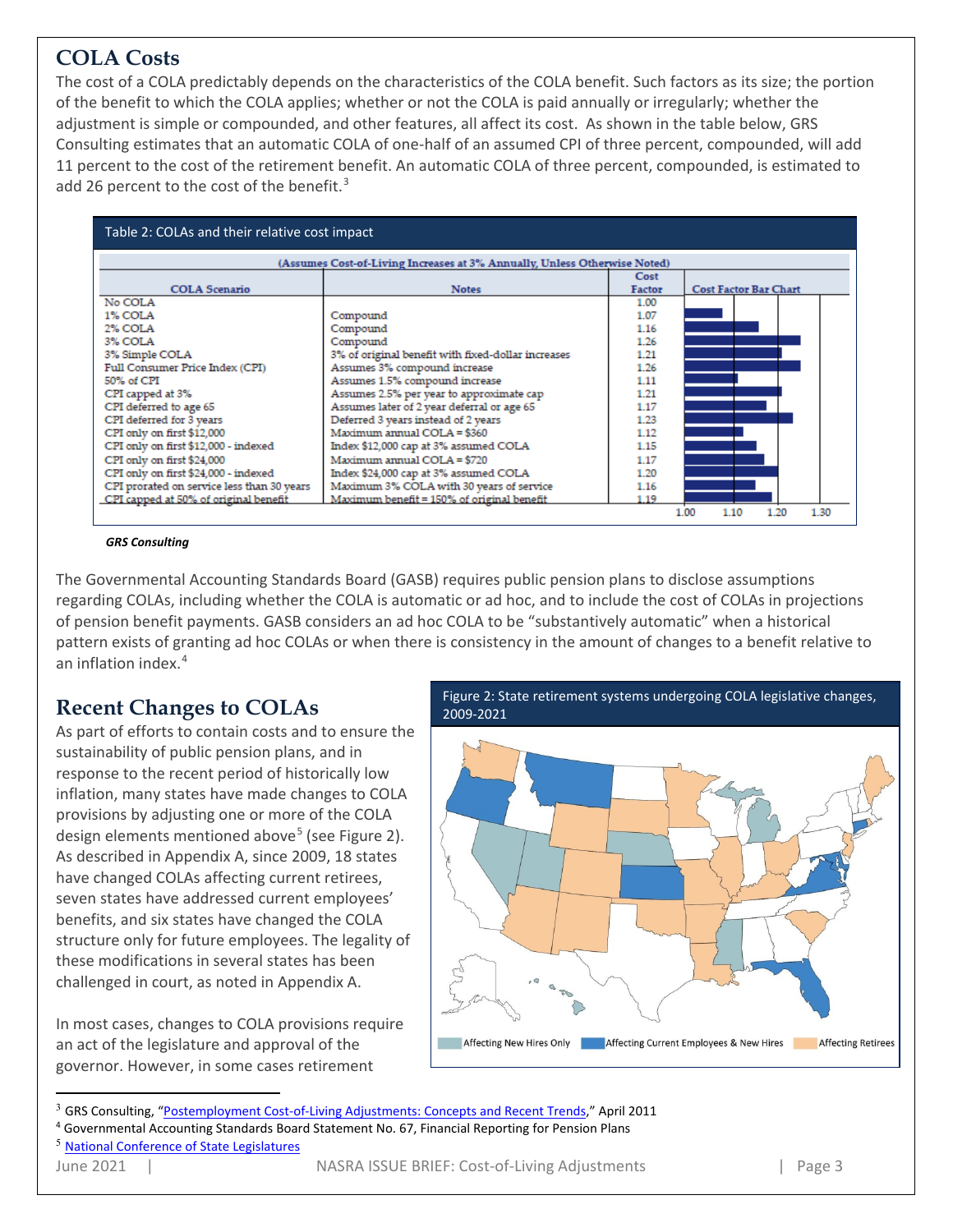## COLA Costs

The cost of a COLA predictably depends on the characteristics of the COLA benefit. Such factors as its size; the portion of the benefit to which the COLA applies; whether or not the COLA is paid annually or irregularly; whether the adjustment is simple or compounded, and other features, all affect its cost. As shown in the table below, GRS Consulting estimates that an automatic COLA of one-half of an assumed CPI of three percent, compounded, will add 11 percent to the cost of the retirement benefit. An automatic COLA of three percent, compounded, is estimated to add 26 percent to the cost of the benefit.[3]

Table 2: COLAs and their relative cost impact

(Assumes Cost-of-Living Increases at 3% Annually, Unless Otherwise Noted)

| COLA Scenario | Notes | Cost Factor |
|---|---|---|
| No COLA | | 1.00 |
| 1% COLA | Compound | 1.07 |
| 2% COLA | Compound | 1.16 |
| 3% COLA | Compound | 1.26 |
| 3% Simple COLA | 3% of original benefit with fixed-dollar increases | 1.21 |
| Full Consumer Price Index (CPI) | Assumes 3% compound increase | 1.26 |
| 50% of CPI | Assumes 1.5% compound increase | 1.11 |
| CPI capped at 3% | Assumes 2.5% per year to approximate cap | 1.21 |
| CPI deferred to age 65 | Assumes later of 2 year deferral or age 65 | 1.17 |
| CPI deferred for 3 years | Deferred 3 years instead of 2 years | 1.23 |
| CPI only on first $12,000 | Maximum annual COLA = $360 | 1.12 |
| CPI only on first $12,000 - indexed | Index $12,000 cap at 3% assumed COLA | 1.15 |
| CPI only on first $24,000 | Maximum annual COLA = $720 | 1.17 |
| CPI only on first $24,000 - indexed | Index $24,000 cap at 3% assumed COLA | 1.20 |
| CPI prorated on service less than 30 years | Maximum 3% COLA with 30 years of service | 1.16 |
| CPI capped at 50% of original benefit | Maximum benefit = 150% of original benefit | 1.19 |

*GRS Consulting*

The Governmental Accounting Standards Board (GASB) requires public pension plans to disclose assumptions regarding COLAs, including whether the COLA is automatic or ad hoc, and to include the cost of COLAs in projections of pension benefit payments. GASB considers an ad hoc COLA to be "substantively automatic" when a historical pattern exists of granting ad hoc COLAs or when there is consistency in the amount of changes to a benefit relative to an inflation index.[4]

## Recent Changes to COLAs

As part of efforts to contain costs and to ensure the sustainability of public pension plans, and in response to the recent period of historically low inflation, many states have made changes to COLA provisions by adjusting one or more of the COLA design elements mentioned above[5] (see Figure 2). As described in Appendix A, since 2009, 18 states have changed COLAs affecting current retirees, seven states have addressed current employees' benefits, and six states have changed the COLA structure only for future employees. The legality of these modifications in several states has been challenged in court, as noted in Appendix A.

Figure 2: State retirement systems undergoing COLA legislative changes, 2009-2021

Affecting New Hires Only | Affecting Current Employees & New Hires | Affecting Retirees

In most cases, changes to COLA provisions require an act of the legislature and approval of the governor. However, in some cases retirement

---

[3] GRS Consulting, "Postemployment Cost-of-Living Adjustments: Concepts and Recent Trends," April 2011

[4] Governmental Accounting Standards Board Statement No. 67, Financial Reporting for Pension Plans

[5] National Conference of State Legislatures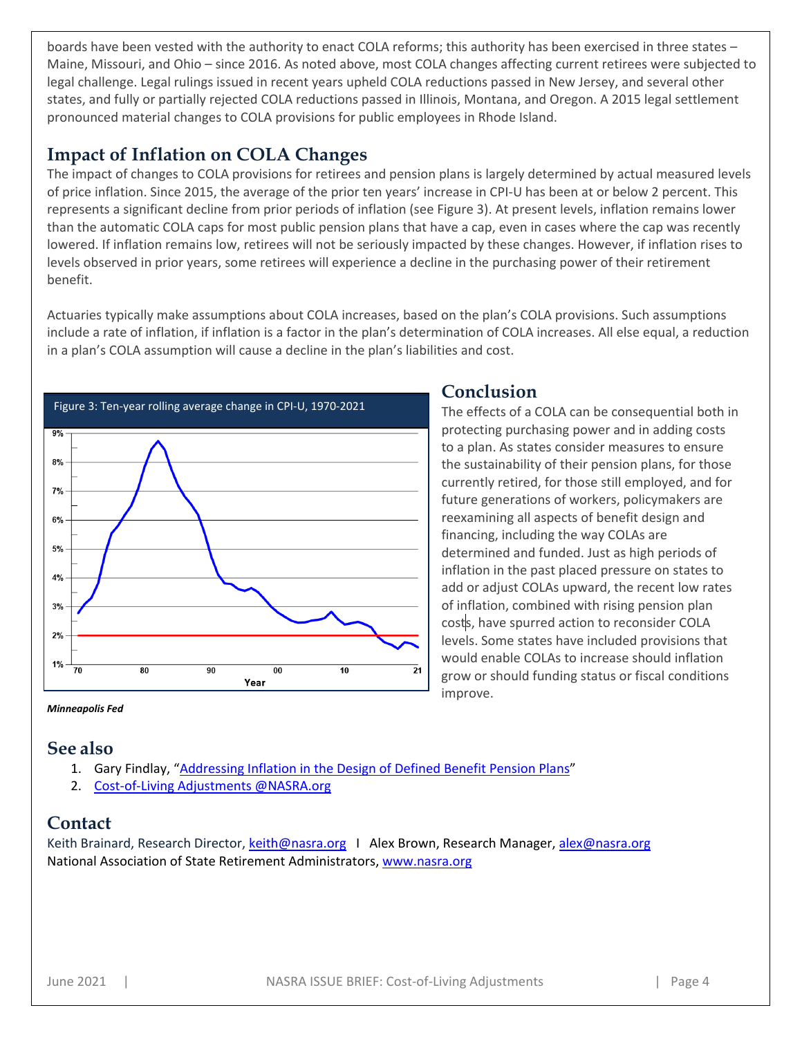boards have been vested with the authority to enact COLA reforms; this authority has been exercised in three states – Maine, Missouri, and Ohio – since 2016. As noted above, most COLA changes affecting current retirees were subjected to legal challenge. Legal rulings issued in recent years upheld COLA reductions passed in New Jersey, and several other states, and fully or partially rejected COLA reductions passed in Illinois, Montana, and Oregon. A 2015 legal settlement pronounced material changes to COLA provisions for public employees in Rhode Island.

## Impact of Inflation on COLA Changes

The impact of changes to COLA provisions for retirees and pension plans is largely determined by actual measured levels of price inflation. Since 2015, the average of the prior ten years' increase in CPI-U has been at or below 2 percent. This represents a significant decline from prior periods of inflation (see Figure 3). At present levels, inflation remains lower than the automatic COLA caps for most public pension plans that have a cap, even in cases where the cap was recently lowered. If inflation remains low, retirees will not be seriously impacted by these changes. However, if inflation rises to levels observed in prior years, some retirees will experience a decline in the purchasing power of their retirement benefit.

Actuaries typically make assumptions about COLA increases, based on the plan's COLA provisions. Such assumptions include a rate of inflation, if inflation is a factor in the plan's determination of COLA increases. All else equal, a reduction in a plan's COLA assumption will cause a decline in the plan's liabilities and cost.

Figure 3: Ten-year rolling average change in CPI-U, 1970-2021

*Minneapolis Fed*

## Conclusion

The effects of a COLA can be consequential both in protecting purchasing power and in adding costs to a plan. As states consider measures to ensure the sustainability of their pension plans, for those currently retired, for those still employed, and for future generations of workers, policymakers are reexamining all aspects of benefit design and financing, including the way COLAs are determined and funded. Just as high periods of inflation in the past placed pressure on states to add or adjust COLAs upward, the recent low rates of inflation, combined with rising pension plan costs, have spurred action to reconsider COLA levels. Some states have included provisions that would enable COLAs to increase should inflation grow or should funding status or fiscal conditions improve.

## See also

1. Gary Findlay, "Addressing Inflation in the Design of Defined Benefit Pension Plans"
2. Cost-of-Living Adjustments @NASRA.org

## Contact

Keith Brainard, Research Director, keith@nasra.org I Alex Brown, Research Manager, alex@nasra.org
National Association of State Retirement Administrators, www.nasra.org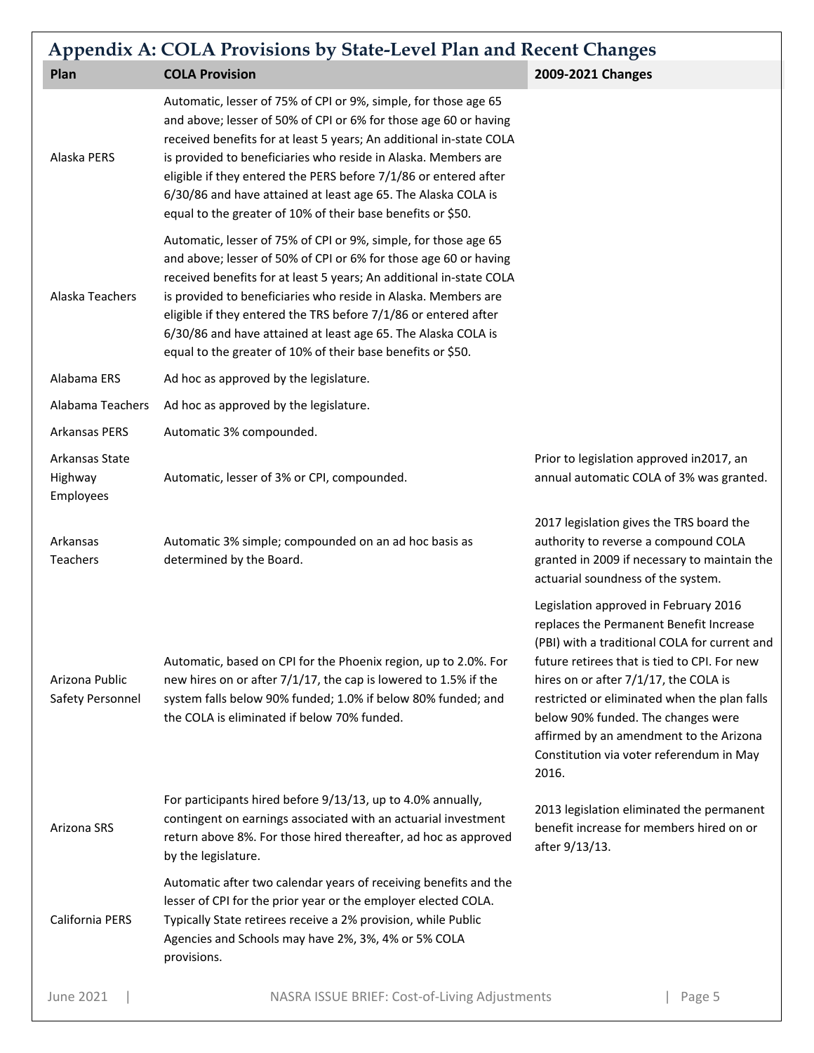## Appendix A: COLA Provisions by State-Level Plan and Recent Changes

| Plan | COLA Provision | 2009-2021 Changes |
|---|---|---|
| Alaska PERS | Automatic, lesser of 75% of CPI or 9%, simple, for those age 65 and above; lesser of 50% of CPI or 6% for those age 60 or having received benefits for at least 5 years; An additional in-state COLA is provided to beneficiaries who reside in Alaska. Members are eligible if they entered the PERS before 7/1/86 or entered after 6/30/86 and have attained at least age 65. The Alaska COLA is equal to the greater of 10% of their base benefits or $50. | |
| Alaska Teachers | Automatic, lesser of 75% of CPI or 9%, simple, for those age 65 and above; lesser of 50% of CPI or 6% for those age 60 or having received benefits for at least 5 years; An additional in-state COLA is provided to beneficiaries who reside in Alaska. Members are eligible if they entered the TRS before 7/1/86 or entered after 6/30/86 and have attained at least age 65. The Alaska COLA is equal to the greater of 10% of their base benefits or $50. | |
| Alabama ERS | Ad hoc as approved by the legislature. | |
| Alabama Teachers | Ad hoc as approved by the legislature. | |
| Arkansas PERS | Automatic 3% compounded. | |
| Arkansas State Highway Employees | Automatic, lesser of 3% or CPI, compounded. | Prior to legislation approved in2017, an annual automatic COLA of 3% was granted. |
| Arkansas Teachers | Automatic 3% simple; compounded on an ad hoc basis as determined by the Board. | 2017 legislation gives the TRS board the authority to reverse a compound COLA granted in 2009 if necessary to maintain the actuarial soundness of the system. |
| Arizona Public Safety Personnel | Automatic, based on CPI for the Phoenix region, up to 2.0%. For new hires on or after 7/1/17, the cap is lowered to 1.5% if the system falls below 90% funded; 1.0% if below 80% funded; and the COLA is eliminated if below 70% funded. | Legislation approved in February 2016 replaces the Permanent Benefit Increase (PBI) with a traditional COLA for current and future retirees that is tied to CPI. For new hires on or after 7/1/17, the COLA is restricted or eliminated when the plan falls below 90% funded. The changes were affirmed by an amendment to the Arizona Constitution via voter referendum in May 2016. |
| Arizona SRS | For participants hired before 9/13/13, up to 4.0% annually, contingent on earnings associated with an actuarial investment return above 8%. For those hired thereafter, ad hoc as approved by the legislature. | 2013 legislation eliminated the permanent benefit increase for members hired on or after 9/13/13. |
| California PERS | Automatic after two calendar years of receiving benefits and the lesser of CPI for the prior year or the employer elected COLA. Typically State retirees receive a 2% provision, while Public Agencies and Schools may have 2%, 3%, 4% or 5% COLA provisions. | |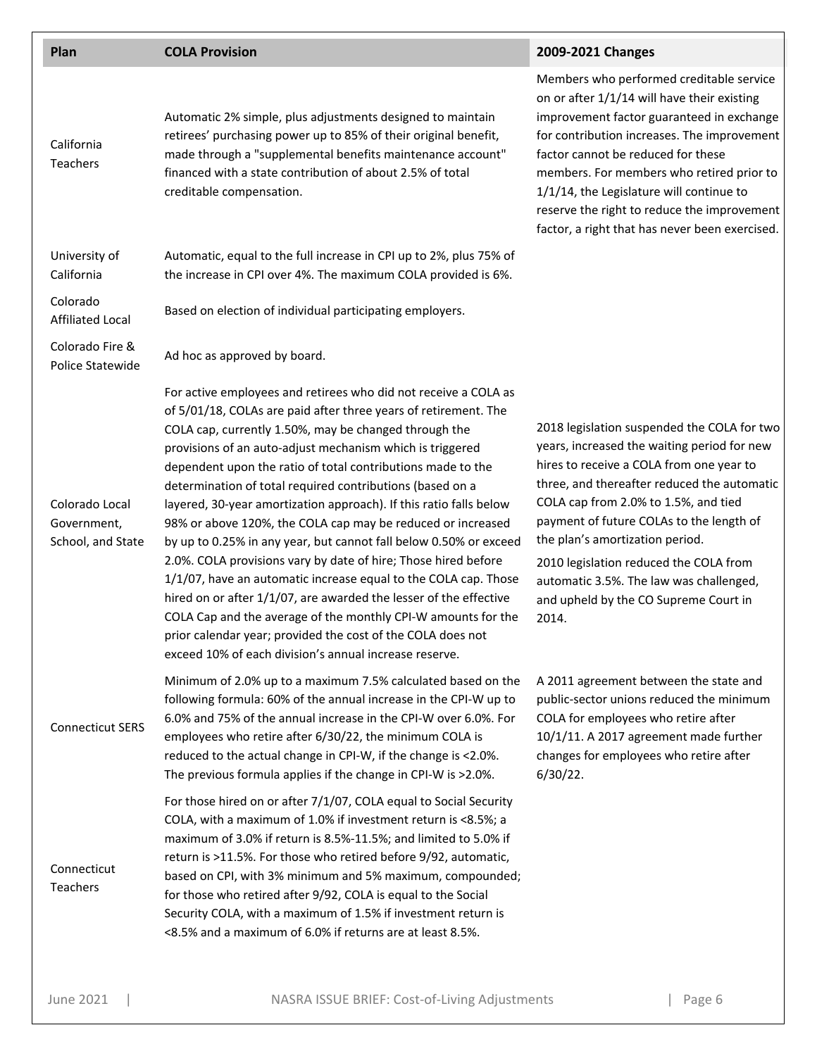| Plan | COLA Provision | 2009-2021 Changes |
| --- | --- | --- |
| California Teachers | Automatic 2% simple, plus adjustments designed to maintain retirees' purchasing power up to 85% of their original benefit, made through a "supplemental benefits maintenance account" financed with a state contribution of about 2.5% of total creditable compensation. | Members who performed creditable service on or after 1/1/14 will have their existing improvement factor guaranteed in exchange for contribution increases. The improvement factor cannot be reduced for these members. For members who retired prior to 1/1/14, the Legislature will continue to reserve the right to reduce the improvement factor, a right that has never been exercised. |
| University of California | Automatic, equal to the full increase in CPI up to 2%, plus 75% of the increase in CPI over 4%. The maximum COLA provided is 6%. | |
| Colorado Affiliated Local | Based on election of individual participating employers. | |
| Colorado Fire & Police Statewide | Ad hoc as approved by board. | |
| Colorado Local Government, School, and State | For active employees and retirees who did not receive a COLA as of 5/01/18, COLAs are paid after three years of retirement. The COLA cap, currently 1.50%, may be changed through the provisions of an auto-adjust mechanism which is triggered dependent upon the ratio of total contributions made to the determination of total required contributions (based on a layered, 30-year amortization approach). If this ratio falls below 98% or above 120%, the COLA cap may be reduced or increased by up to 0.25% in any year, but cannot fall below 0.50% or exceed 2.0%. COLA provisions vary by date of hire; Those hired before 1/1/07, have an automatic increase equal to the COLA cap. Those hired on or after 1/1/07, are awarded the lesser of the effective COLA Cap and the average of the monthly CPI-W amounts for the prior calendar year; provided the cost of the COLA does not exceed 10% of each division's annual increase reserve. | 2018 legislation suspended the COLA for two years, increased the waiting period for new hires to receive a COLA from one year to three, and thereafter reduced the automatic COLA cap from 2.0% to 1.5%, and tied payment of future COLAs to the length of the plan's amortization period.<br><br>2010 legislation reduced the COLA from automatic 3.5%. The law was challenged, and upheld by the CO Supreme Court in 2014. |
| Connecticut SERS | Minimum of 2.0% up to a maximum 7.5% calculated based on the following formula: 60% of the annual increase in the CPI-W up to 6.0% and 75% of the annual increase in the CPI-W over 6.0%. For employees who retire after 6/30/22, the minimum COLA is reduced to the actual change in CPI-W, if the change is <2.0%. The previous formula applies if the change in CPI-W is >2.0%. | A 2011 agreement between the state and public-sector unions reduced the minimum COLA for employees who retire after 10/1/11. A 2017 agreement made further changes for employees who retire after 6/30/22. |
| Connecticut Teachers | For those hired on or after 7/1/07, COLA equal to Social Security COLA, with a maximum of 1.0% if investment return is <8.5%; a maximum of 3.0% if return is 8.5%-11.5%; and limited to 5.0% if return is >11.5%. For those who retired before 9/92, automatic, based on CPI, with 3% minimum and 5% maximum, compounded; for those who retired after 9/92, COLA is equal to the Social Security COLA, with a maximum of 1.5% if investment return is <8.5% and a maximum of 6.0% if returns are at least 8.5%. | |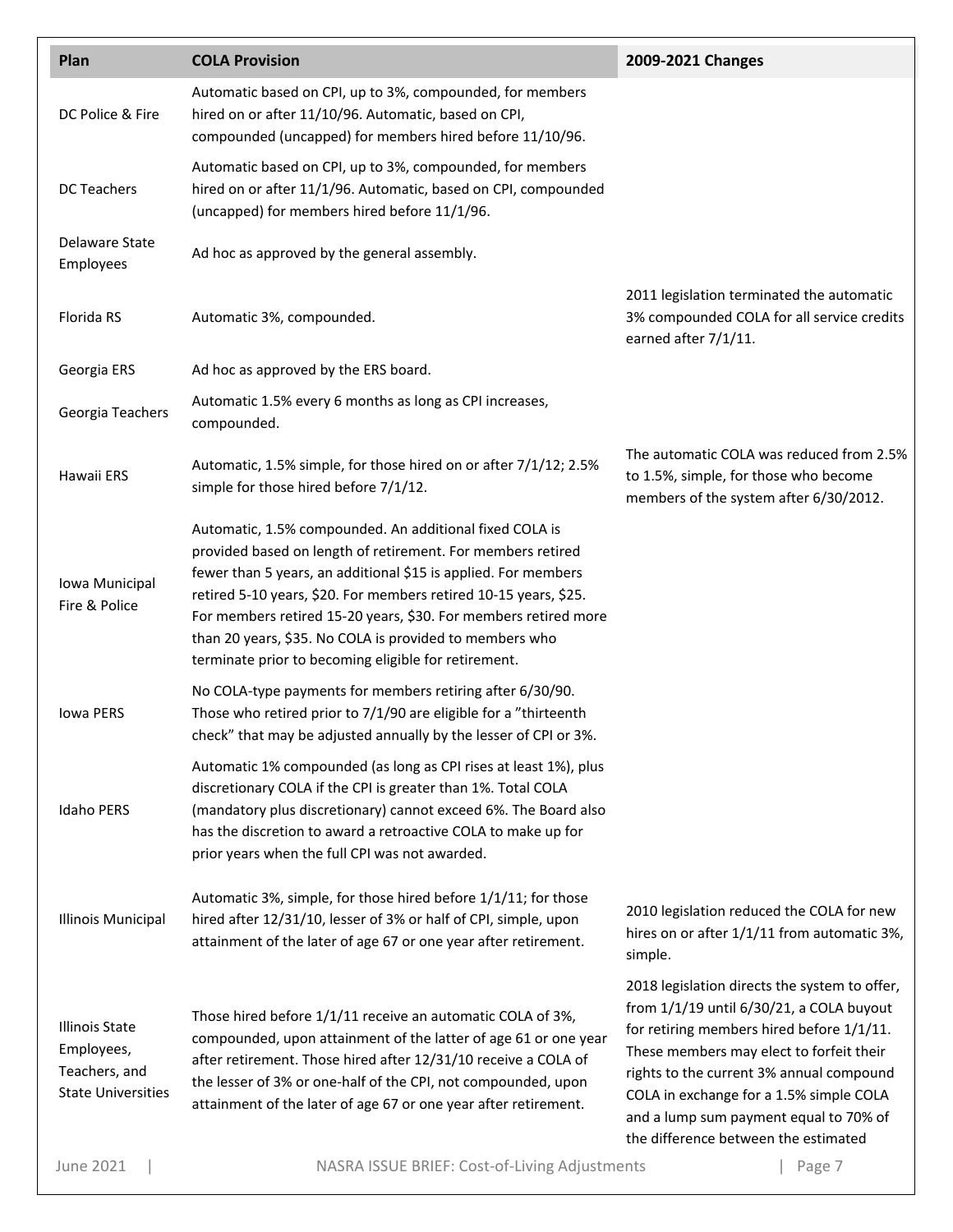| Plan | COLA Provision | 2009-2021 Changes |
|---|---|---|
| DC Police & Fire | Automatic based on CPI, up to 3%, compounded, for members hired on or after 11/10/96. Automatic, based on CPI, compounded (uncapped) for members hired before 11/10/96. | |
| DC Teachers | Automatic based on CPI, up to 3%, compounded, for members hired on or after 11/1/96. Automatic, based on CPI, compounded (uncapped) for members hired before 11/1/96. | |
| Delaware State Employees | Ad hoc as approved by the general assembly. | |
| Florida RS | Automatic 3%, compounded. | 2011 legislation terminated the automatic 3% compounded COLA for all service credits earned after 7/1/11. |
| Georgia ERS | Ad hoc as approved by the ERS board. | |
| Georgia Teachers | Automatic 1.5% every 6 months as long as CPI increases, compounded. | |
| Hawaii ERS | Automatic, 1.5% simple, for those hired on or after 7/1/12; 2.5% simple for those hired before 7/1/12. | The automatic COLA was reduced from 2.5% to 1.5%, simple, for those who become members of the system after 6/30/2012. |
| Iowa Municipal Fire & Police | Automatic, 1.5% compounded. An additional fixed COLA is provided based on length of retirement. For members retired fewer than 5 years, an additional $15 is applied. For members retired 5-10 years, $20. For members retired 10-15 years, $25. For members retired 15-20 years, $30. For members retired more than 20 years, $35. No COLA is provided to members who terminate prior to becoming eligible for retirement. | |
| Iowa PERS | No COLA-type payments for members retiring after 6/30/90. Those who retired prior to 7/1/90 are eligible for a "thirteenth check" that may be adjusted annually by the lesser of CPI or 3%. | |
| Idaho PERS | Automatic 1% compounded (as long as CPI rises at least 1%), plus discretionary COLA if the CPI is greater than 1%. Total COLA (mandatory plus discretionary) cannot exceed 6%. The Board also has the discretion to award a retroactive COLA to make up for prior years when the full CPI was not awarded. | |
| Illinois Municipal | Automatic 3%, simple, for those hired before 1/1/11; for those hired after 12/31/10, lesser of 3% or half of CPI, simple, upon attainment of the later of age 67 or one year after retirement. | 2010 legislation reduced the COLA for new hires on or after 1/1/11 from automatic 3%, simple. |
| Illinois State Employees, Teachers, and State Universities | Those hired before 1/1/11 receive an automatic COLA of 3%, compounded, upon attainment of the latter of age 61 or one year after retirement. Those hired after 12/31/10 receive a COLA of the lesser of 3% or one-half of the CPI, not compounded, upon attainment of the later of age 67 or one year after retirement. | 2018 legislation directs the system to offer, from 1/1/19 until 6/30/21, a COLA buyout for retiring members hired before 1/1/11. These members may elect to forfeit their rights to the current 3% annual compound COLA in exchange for a 1.5% simple COLA and a lump sum payment equal to 70% of the difference between the estimated |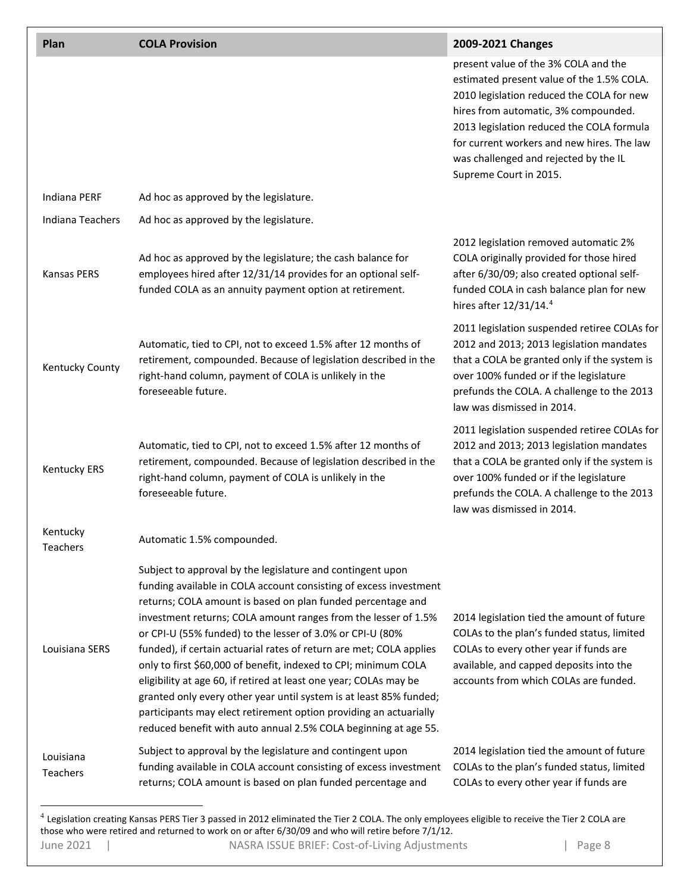| Plan | COLA Provision | 2009-2021 Changes |
|---|---|---|
| | | present value of the 3% COLA and the estimated present value of the 1.5% COLA. 2010 legislation reduced the COLA for new hires from automatic, 3% compounded. 2013 legislation reduced the COLA formula for current workers and new hires. The law was challenged and rejected by the IL Supreme Court in 2015. |
| Indiana PERF | Ad hoc as approved by the legislature. | |
| Indiana Teachers | Ad hoc as approved by the legislature. | |
| Kansas PERS | Ad hoc as approved by the legislature; the cash balance for employees hired after 12/31/14 provides for an optional self-funded COLA as an annuity payment option at retirement. | 2012 legislation removed automatic 2% COLA originally provided for those hired after 6/30/09; also created optional self-funded COLA in cash balance plan for new hires after 12/31/14.[4] |
| Kentucky County | Automatic, tied to CPI, not to exceed 1.5% after 12 months of retirement, compounded. Because of legislation described in the right-hand column, payment of COLA is unlikely in the foreseeable future. | 2011 legislation suspended retiree COLAs for 2012 and 2013; 2013 legislation mandates that a COLA be granted only if the system is over 100% funded or if the legislature prefunds the COLA. A challenge to the 2013 law was dismissed in 2014. |
| Kentucky ERS | Automatic, tied to CPI, not to exceed 1.5% after 12 months of retirement, compounded. Because of legislation described in the right-hand column, payment of COLA is unlikely in the foreseeable future. | 2011 legislation suspended retiree COLAs for 2012 and 2013; 2013 legislation mandates that a COLA be granted only if the system is over 100% funded or if the legislature prefunds the COLA. A challenge to the 2013 law was dismissed in 2014. |
| Kentucky Teachers | Automatic 1.5% compounded. | |
| Louisiana SERS | Subject to approval by the legislature and contingent upon funding available in COLA account consisting of excess investment returns; COLA amount is based on plan funded percentage and investment returns; COLA amount ranges from the lesser of 1.5% or CPI-U (55% funded) to the lesser of 3.0% or CPI-U (80% funded), if certain actuarial rates of return are met; COLA applies only to first $60,000 of benefit, indexed to CPI; minimum COLA eligibility at age 60, if retired at least one year; COLAs may be granted only every other year until system is at least 85% funded; participants may elect retirement option providing an actuarially reduced benefit with auto annual 2.5% COLA beginning at age 55. | 2014 legislation tied the amount of future COLAs to the plan's funded status, limited COLAs to every other year if funds are available, and capped deposits into the accounts from which COLAs are funded. |
| Louisiana Teachers | Subject to approval by the legislature and contingent upon funding available in COLA account consisting of excess investment returns; COLA amount is based on plan funded percentage and | 2014 legislation tied the amount of future COLAs to the plan's funded status, limited COLAs to every other year if funds are |

[4] Legislation creating Kansas PERS Tier 3 passed in 2012 eliminated the Tier 2 COLA. The only employees eligible to receive the Tier 2 COLA are those who were retired and returned to work on or after 6/30/09 and who will retire before 7/1/12.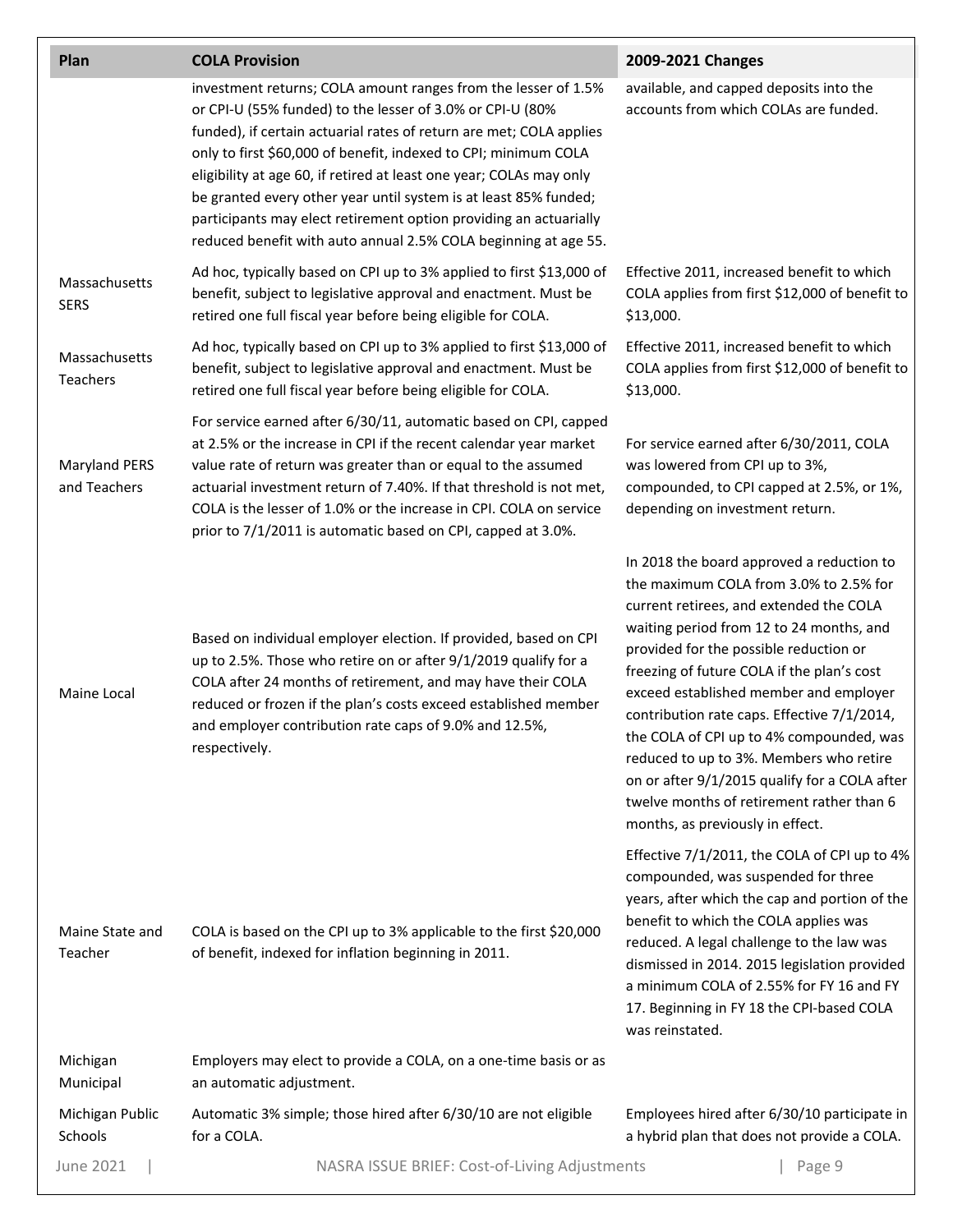| Plan | COLA Provision | 2009-2021 Changes |
|---|---|---|
| | investment returns; COLA amount ranges from the lesser of 1.5% or CPI-U (55% funded) to the lesser of 3.0% or CPI-U (80% funded), if certain actuarial rates of return are met; COLA applies only to first $60,000 of benefit, indexed to CPI; minimum COLA eligibility at age 60, if retired at least one year; COLAs may only be granted every other year until system is at least 85% funded; participants may elect retirement option providing an actuarially reduced benefit with auto annual 2.5% COLA beginning at age 55. | available, and capped deposits into the accounts from which COLAs are funded. |
| Massachusetts SERS | Ad hoc, typically based on CPI up to 3% applied to first $13,000 of benefit, subject to legislative approval and enactment. Must be retired one full fiscal year before being eligible for COLA. | Effective 2011, increased benefit to which COLA applies from first $12,000 of benefit to $13,000. |
| Massachusetts Teachers | Ad hoc, typically based on CPI up to 3% applied to first $13,000 of benefit, subject to legislative approval and enactment. Must be retired one full fiscal year before being eligible for COLA. | Effective 2011, increased benefit to which COLA applies from first $12,000 of benefit to $13,000. |
| Maryland PERS and Teachers | For service earned after 6/30/11, automatic based on CPI, capped at 2.5% or the increase in CPI if the recent calendar year market value rate of return was greater than or equal to the assumed actuarial investment return of 7.40%. If that threshold is not met, COLA is the lesser of 1.0% or the increase in CPI. COLA on service prior to 7/1/2011 is automatic based on CPI, capped at 3.0%. | For service earned after 6/30/2011, COLA was lowered from CPI up to 3%, compounded, to CPI capped at 2.5%, or 1%, depending on investment return. |
| Maine Local | Based on individual employer election. If provided, based on CPI up to 2.5%. Those who retire on or after 9/1/2019 qualify for a COLA after 24 months of retirement, and may have their COLA reduced or frozen if the plan's costs exceed established member and employer contribution rate caps of 9.0% and 12.5%, respectively. | In 2018 the board approved a reduction to the maximum COLA from 3.0% to 2.5% for current retirees, and extended the COLA waiting period from 12 to 24 months, and provided for the possible reduction or freezing of future COLA if the plan's cost exceed established member and employer contribution rate caps. Effective 7/1/2014, the COLA of CPI up to 4% compounded, was reduced to up to 3%. Members who retire on or after 9/1/2015 qualify for a COLA after twelve months of retirement rather than 6 months, as previously in effect. |
| Maine State and Teacher | COLA is based on the CPI up to 3% applicable to the first $20,000 of benefit, indexed for inflation beginning in 2011. | Effective 7/1/2011, the COLA of CPI up to 4% compounded, was suspended for three years, after which the cap and portion of the benefit to which the COLA applies was reduced. A legal challenge to the law was dismissed in 2014. 2015 legislation provided a minimum COLA of 2.55% for FY 16 and FY 17. Beginning in FY 18 the CPI-based COLA was reinstated. |
| Michigan Municipal | Employers may elect to provide a COLA, on a one-time basis or as an automatic adjustment. | |
| Michigan Public Schools | Automatic 3% simple; those hired after 6/30/10 are not eligible for a COLA. | Employees hired after 6/30/10 participate in a hybrid plan that does not provide a COLA. |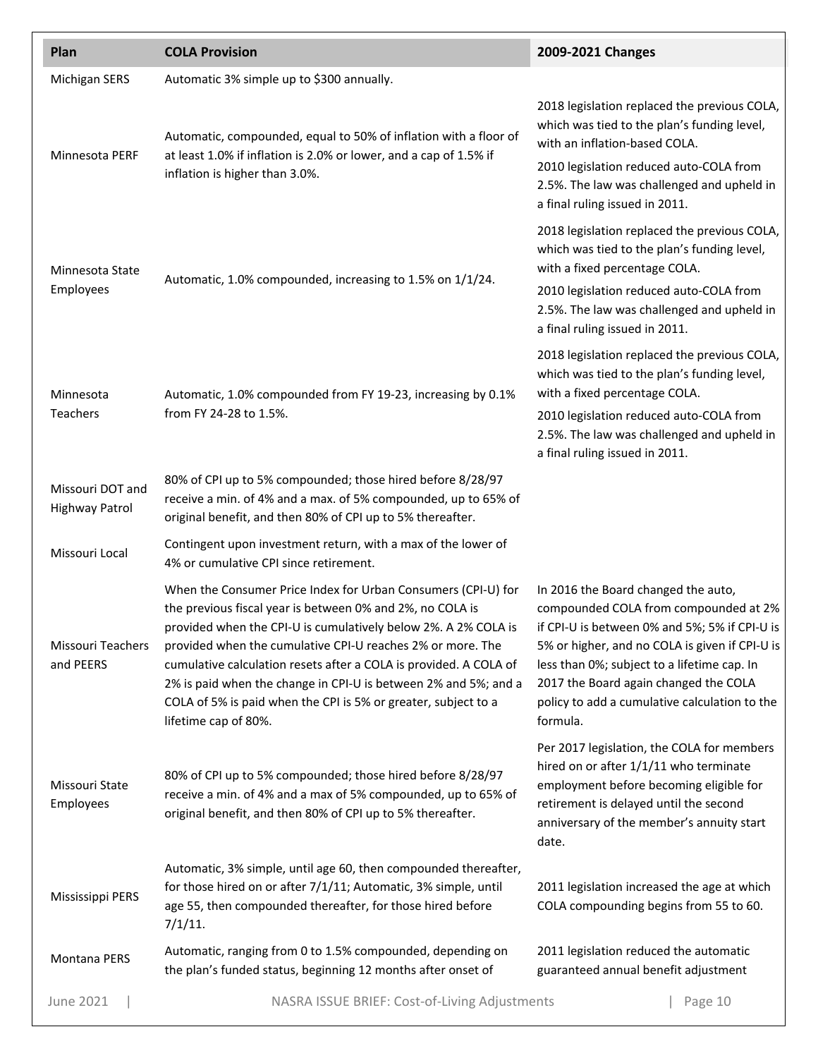| Plan | COLA Provision | 2009-2021 Changes |
|---|---|---|
| Michigan SERS | Automatic 3% simple up to $300 annually. | |
| Minnesota PERF | Automatic, compounded, equal to 50% of inflation with a floor of at least 1.0% if inflation is 2.0% or lower, and a cap of 1.5% if inflation is higher than 3.0%. | 2018 legislation replaced the previous COLA, which was tied to the plan's funding level, with an inflation-based COLA. 2010 legislation reduced auto-COLA from 2.5%. The law was challenged and upheld in a final ruling issued in 2011. |
| Minnesota State Employees | Automatic, 1.0% compounded, increasing to 1.5% on 1/1/24. | 2018 legislation replaced the previous COLA, which was tied to the plan's funding level, with a fixed percentage COLA. 2010 legislation reduced auto-COLA from 2.5%. The law was challenged and upheld in a final ruling issued in 2011. |
| Minnesota Teachers | Automatic, 1.0% compounded from FY 19-23, increasing by 0.1% from FY 24-28 to 1.5%. | 2018 legislation replaced the previous COLA, which was tied to the plan's funding level, with a fixed percentage COLA. 2010 legislation reduced auto-COLA from 2.5%. The law was challenged and upheld in a final ruling issued in 2011. |
| Missouri DOT and Highway Patrol | 80% of CPI up to 5% compounded; those hired before 8/28/97 receive a min. of 4% and a max. of 5% compounded, up to 65% of original benefit, and then 80% of CPI up to 5% thereafter. | |
| Missouri Local | Contingent upon investment return, with a max of the lower of 4% or cumulative CPI since retirement. | |
| Missouri Teachers and PEERS | When the Consumer Price Index for Urban Consumers (CPI-U) for the previous fiscal year is between 0% and 2%, no COLA is provided when the CPI-U is cumulatively below 2%. A 2% COLA is provided when the cumulative CPI-U reaches 2% or more. The cumulative calculation resets after a COLA is provided. A COLA of 2% is paid when the change in CPI-U is between 2% and 5%; and a COLA of 5% is paid when the CPI is 5% or greater, subject to a lifetime cap of 80%. | In 2016 the Board changed the auto, compounded COLA from compounded at 2% if CPI-U is between 0% and 5%; 5% if CPI-U is 5% or higher, and no COLA is given if CPI-U is less than 0%; subject to a lifetime cap. In 2017 the Board again changed the COLA policy to add a cumulative calculation to the formula. |
| Missouri State Employees | 80% of CPI up to 5% compounded; those hired before 8/28/97 receive a min. of 4% and a max of 5% compounded, up to 65% of original benefit, and then 80% of CPI up to 5% thereafter. | Per 2017 legislation, the COLA for members hired on or after 1/1/11 who terminate employment before becoming eligible for retirement is delayed until the second anniversary of the member's annuity start date. |
| Mississippi PERS | Automatic, 3% simple, until age 60, then compounded thereafter, for those hired on or after 7/1/11; Automatic, 3% simple, until age 55, then compounded thereafter, for those hired before 7/1/11. | 2011 legislation increased the age at which COLA compounding begins from 55 to 60. |
| Montana PERS | Automatic, ranging from 0 to 1.5% compounded, depending on the plan's funded status, beginning 12 months after onset of | 2011 legislation reduced the automatic guaranteed annual benefit adjustment |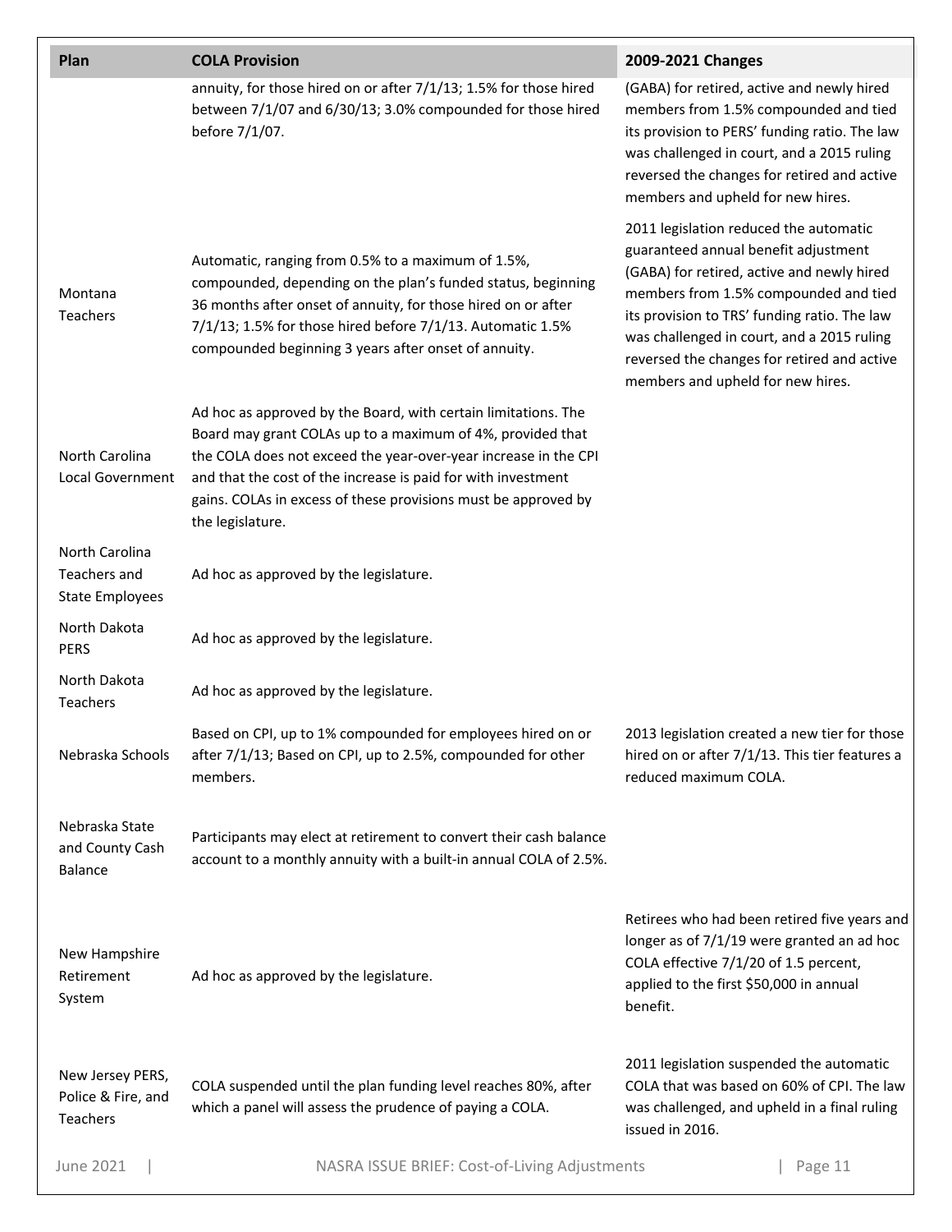| Plan | COLA Provision | 2009-2021 Changes |
|---|---|---|
| | annuity, for those hired on or after 7/1/13; 1.5% for those hired between 7/1/07 and 6/30/13; 3.0% compounded for those hired before 7/1/07. | (GABA) for retired, active and newly hired members from 1.5% compounded and tied its provision to PERS' funding ratio. The law was challenged in court, and a 2015 ruling reversed the changes for retired and active members and upheld for new hires. |
| Montana Teachers | Automatic, ranging from 0.5% to a maximum of 1.5%, compounded, depending on the plan's funded status, beginning 36 months after onset of annuity, for those hired on or after 7/1/13; 1.5% for those hired before 7/1/13. Automatic 1.5% compounded beginning 3 years after onset of annuity. | 2011 legislation reduced the automatic guaranteed annual benefit adjustment (GABA) for retired, active and newly hired members from 1.5% compounded and tied its provision to TRS' funding ratio. The law was challenged in court, and a 2015 ruling reversed the changes for retired and active members and upheld for new hires. |
| North Carolina Local Government | Ad hoc as approved by the Board, with certain limitations. The Board may grant COLAs up to a maximum of 4%, provided that the COLA does not exceed the year-over-year increase in the CPI and that the cost of the increase is paid for with investment gains. COLAs in excess of these provisions must be approved by the legislature. | |
| North Carolina Teachers and State Employees | Ad hoc as approved by the legislature. | |
| North Dakota PERS | Ad hoc as approved by the legislature. | |
| North Dakota Teachers | Ad hoc as approved by the legislature. | |
| Nebraska Schools | Based on CPI, up to 1% compounded for employees hired on or after 7/1/13; Based on CPI, up to 2.5%, compounded for other members. | 2013 legislation created a new tier for those hired on or after 7/1/13. This tier features a reduced maximum COLA. |
| Nebraska State and County Cash Balance | Participants may elect at retirement to convert their cash balance account to a monthly annuity with a built-in annual COLA of 2.5%. | |
| New Hampshire Retirement System | Ad hoc as approved by the legislature. | Retirees who had been retired five years and longer as of 7/1/19 were granted an ad hoc COLA effective 7/1/20 of 1.5 percent, applied to the first $50,000 in annual benefit. |
| New Jersey PERS, Police & Fire, and Teachers | COLA suspended until the plan funding level reaches 80%, after which a panel will assess the prudence of paying a COLA. | 2011 legislation suspended the automatic COLA that was based on 60% of CPI. The law was challenged, and upheld in a final ruling issued in 2016. |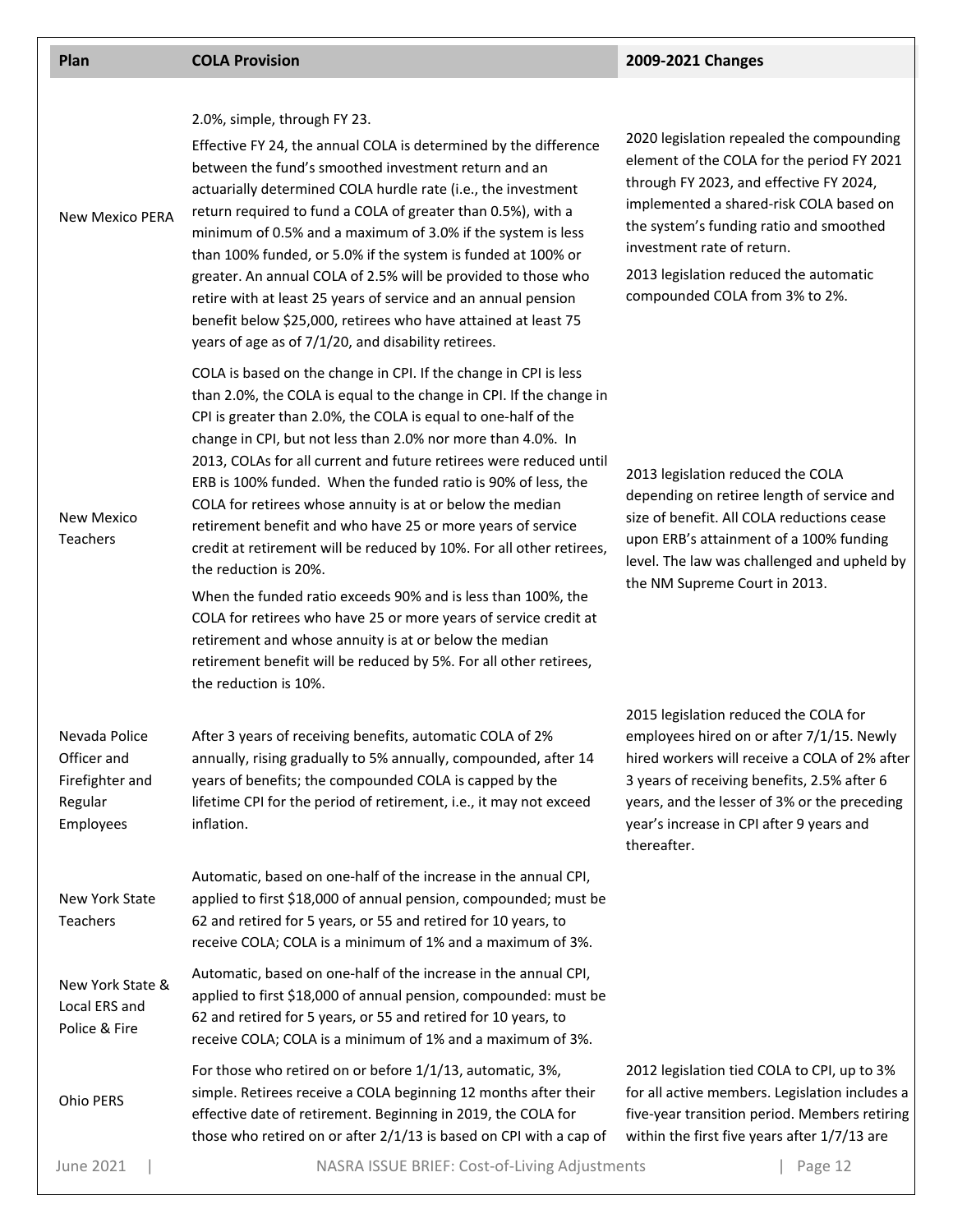| Plan | COLA Provision | 2009-2021 Changes |
|---|---|---|
| New Mexico PERA | 2.0%, simple, through FY 23.<br>Effective FY 24, the annual COLA is determined by the difference between the fund's smoothed investment return and an actuarially determined COLA hurdle rate (i.e., the investment return required to fund a COLA of greater than 0.5%), with a minimum of 0.5% and a maximum of 3.0% if the system is less than 100% funded, or 5.0% if the system is funded at 100% or greater. An annual COLA of 2.5% will be provided to those who retire with at least 25 years of service and an annual pension benefit below $25,000, retirees who have attained at least 75 years of age as of 7/1/20, and disability retirees. | 2020 legislation repealed the compounding element of the COLA for the period FY 2021 through FY 2023, and effective FY 2024, implemented a shared-risk COLA based on the system's funding ratio and smoothed investment rate of return.<br>2013 legislation reduced the automatic compounded COLA from 3% to 2%. |
| New Mexico Teachers | COLA is based on the change in CPI. If the change in CPI is less than 2.0%, the COLA is equal to the change in CPI. If the change in CPI is greater than 2.0%, the COLA is equal to one-half of the change in CPI, but not less than 2.0% nor more than 4.0%. In 2013, COLAs for all current and future retirees were reduced until ERB is 100% funded. When the funded ratio is 90% of less, the COLA for retirees whose annuity is at or below the median retirement benefit and who have 25 or more years of service credit at retirement will be reduced by 10%. For all other retirees, the reduction is 20%.<br>When the funded ratio exceeds 90% and is less than 100%, the COLA for retirees who have 25 or more years of service credit at retirement and whose annuity is at or below the median retirement benefit will be reduced by 5%. For all other retirees, the reduction is 10%. | 2013 legislation reduced the COLA depending on retiree length of service and size of benefit. All COLA reductions cease upon ERB's attainment of a 100% funding level. The law was challenged and upheld by the NM Supreme Court in 2013. |
| Nevada Police Officer and Firefighter and Regular Employees | After 3 years of receiving benefits, automatic COLA of 2% annually, rising gradually to 5% annually, compounded, after 14 years of benefits; the compounded COLA is capped by the lifetime CPI for the period of retirement, i.e., it may not exceed inflation. | 2015 legislation reduced the COLA for employees hired on or after 7/1/15. Newly hired workers will receive a COLA of 2% after 3 years of receiving benefits, 2.5% after 6 years, and the lesser of 3% or the preceding year's increase in CPI after 9 years and thereafter. |
| New York State Teachers | Automatic, based on one-half of the increase in the annual CPI, applied to first $18,000 of annual pension, compounded; must be 62 and retired for 5 years, or 55 and retired for 10 years, to receive COLA; COLA is a minimum of 1% and a maximum of 3%. | |
| New York State & Local ERS and Police & Fire | Automatic, based on one-half of the increase in the annual CPI, applied to first $18,000 of annual pension, compounded: must be 62 and retired for 5 years, or 55 and retired for 10 years, to receive COLA; COLA is a minimum of 1% and a maximum of 3%. | |
| Ohio PERS | For those who retired on or before 1/1/13, automatic, 3%, simple. Retirees receive a COLA beginning 12 months after their effective date of retirement. Beginning in 2019, the COLA for those who retired on or after 2/1/13 is based on CPI with a cap of | 2012 legislation tied COLA to CPI, up to 3% for all active members. Legislation includes a five-year transition period. Members retiring within the first five years after 1/7/13 are |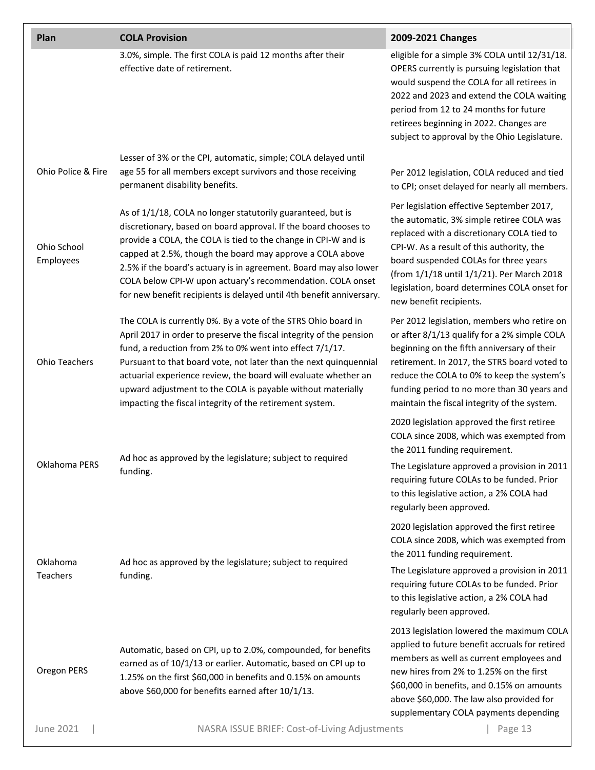| Plan | COLA Provision | 2009-2021 Changes |
|---|---|---|
| | 3.0%, simple. The first COLA is paid 12 months after their effective date of retirement. | eligible for a simple 3% COLA until 12/31/18. OPERS currently is pursuing legislation that would suspend the COLA for all retirees in 2022 and 2023 and extend the COLA waiting period from 12 to 24 months for future retirees beginning in 2022. Changes are subject to approval by the Ohio Legislature. |
| Ohio Police & Fire | Lesser of 3% or the CPI, automatic, simple; COLA delayed until age 55 for all members except survivors and those receiving permanent disability benefits. | Per 2012 legislation, COLA reduced and tied to CPI; onset delayed for nearly all members. |
| Ohio School Employees | As of 1/1/18, COLA no longer statutorily guaranteed, but is discretionary, based on board approval. If the board chooses to provide a COLA, the COLA is tied to the change in CPI-W and is capped at 2.5%, though the board may approve a COLA above 2.5% if the board's actuary is in agreement. Board may also lower COLA below CPI-W upon actuary's recommendation. COLA onset for new benefit recipients is delayed until 4th benefit anniversary. | Per legislation effective September 2017, the automatic, 3% simple retiree COLA was replaced with a discretionary COLA tied to CPI-W. As a result of this authority, the board suspended COLAs for three years (from 1/1/18 until 1/1/21). Per March 2018 legislation, board determines COLA onset for new benefit recipients. |
| Ohio Teachers | The COLA is currently 0%. By a vote of the STRS Ohio board in April 2017 in order to preserve the fiscal integrity of the pension fund, a reduction from 2% to 0% went into effect 7/1/17. Pursuant to that board vote, not later than the next quinquennial actuarial experience review, the board will evaluate whether an upward adjustment to the COLA is payable without materially impacting the fiscal integrity of the retirement system. | Per 2012 legislation, members who retire on or after 8/1/13 qualify for a 2% simple COLA beginning on the fifth anniversary of their retirement. In 2017, the STRS board voted to reduce the COLA to 0% to keep the system's funding period to no more than 30 years and maintain the fiscal integrity of the system. |
| Oklahoma PERS | Ad hoc as approved by the legislature; subject to required funding. | 2020 legislation approved the first retiree COLA since 2008, which was exempted from the 2011 funding requirement.<br><br>The Legislature approved a provision in 2011 requiring future COLAs to be funded. Prior to this legislative action, a 2% COLA had regularly been approved. |
| Oklahoma Teachers | Ad hoc as approved by the legislature; subject to required funding. | 2020 legislation approved the first retiree COLA since 2008, which was exempted from the 2011 funding requirement.<br><br>The Legislature approved a provision in 2011 requiring future COLAs to be funded. Prior to this legislative action, a 2% COLA had regularly been approved. |
| Oregon PERS | Automatic, based on CPI, up to 2.0%, compounded, for benefits earned as of 10/1/13 or earlier. Automatic, based on CPI up to 1.25% on the first $60,000 in benefits and 0.15% on amounts above $60,000 for benefits earned after 10/1/13. | 2013 legislation lowered the maximum COLA applied to future benefit accruals for retired members as well as current employees and new hires from 2% to 1.25% on the first $60,000 in benefits, and 0.15% on amounts above $60,000. The law also provided for supplementary COLA payments depending |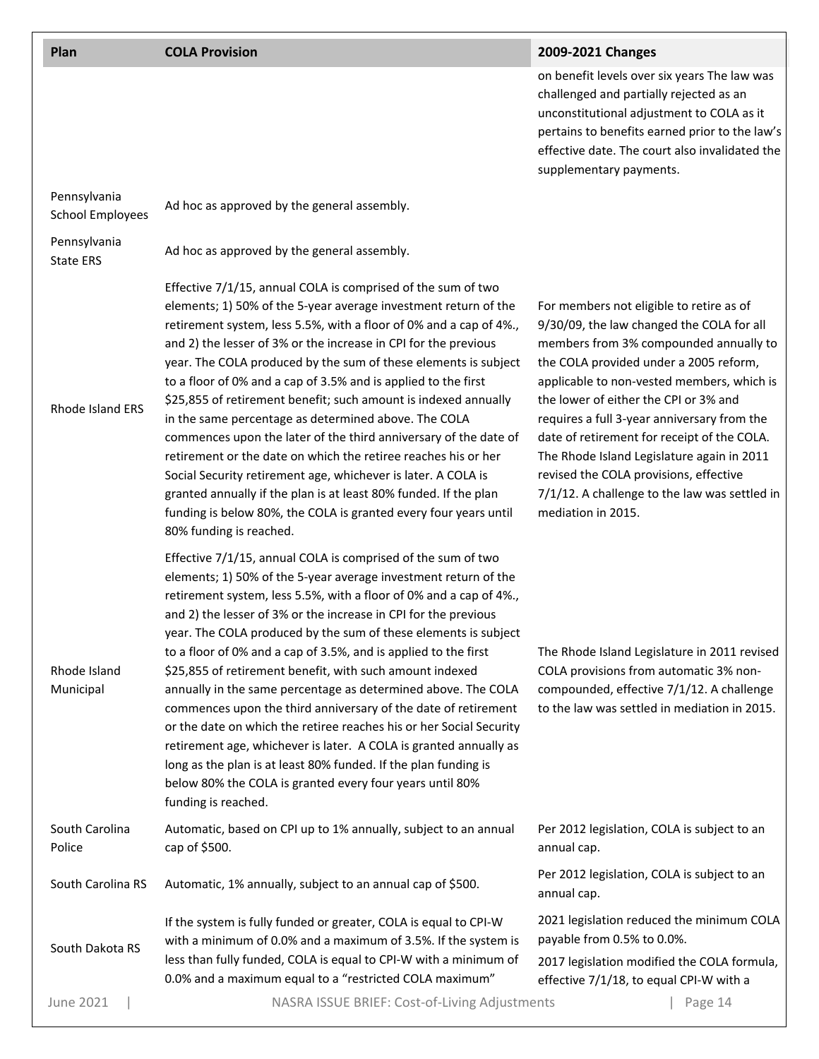| Plan | COLA Provision | 2009-2021 Changes |
| --- | --- | --- |
| | | on benefit levels over six years The law was challenged and partially rejected as an unconstitutional adjustment to COLA as it pertains to benefits earned prior to the law's effective date. The court also invalidated the supplementary payments. |
| Pennsylvania School Employees | Ad hoc as approved by the general assembly. | |
| Pennsylvania State ERS | Ad hoc as approved by the general assembly. | |
| Rhode Island ERS | Effective 7/1/15, annual COLA is comprised of the sum of two elements; 1) 50% of the 5-year average investment return of the retirement system, less 5.5%, with a floor of 0% and a cap of 4%., and 2) the lesser of 3% or the increase in CPI for the previous year. The COLA produced by the sum of these elements is subject to a floor of 0% and a cap of 3.5% and is applied to the first $25,855 of retirement benefit; such amount is indexed annually in the same percentage as determined above. The COLA commences upon the later of the third anniversary of the date of retirement or the date on which the retiree reaches his or her Social Security retirement age, whichever is later. A COLA is granted annually if the plan is at least 80% funded. If the plan funding is below 80%, the COLA is granted every four years until 80% funding is reached. | For members not eligible to retire as of 9/30/09, the law changed the COLA for all members from 3% compounded annually to the COLA provided under a 2005 reform, applicable to non-vested members, which is the lower of either the CPI or 3% and requires a full 3-year anniversary from the date of retirement for receipt of the COLA. The Rhode Island Legislature again in 2011 revised the COLA provisions, effective 7/1/12. A challenge to the law was settled in mediation in 2015. |
| Rhode Island Municipal | Effective 7/1/15, annual COLA is comprised of the sum of two elements; 1) 50% of the 5-year average investment return of the retirement system, less 5.5%, with a floor of 0% and a cap of 4%., and 2) the lesser of 3% or the increase in CPI for the previous year. The COLA produced by the sum of these elements is subject to a floor of 0% and a cap of 3.5%, and is applied to the first $25,855 of retirement benefit, with such amount indexed annually in the same percentage as determined above. The COLA commences upon the third anniversary of the date of retirement or the date on which the retiree reaches his or her Social Security retirement age, whichever is later. A COLA is granted annually as long as the plan is at least 80% funded. If the plan funding is below 80% the COLA is granted every four years until 80% funding is reached. | The Rhode Island Legislature in 2011 revised COLA provisions from automatic 3% non-compounded, effective 7/1/12. A challenge to the law was settled in mediation in 2015. |
| South Carolina Police | Automatic, based on CPI up to 1% annually, subject to an annual cap of $500. | Per 2012 legislation, COLA is subject to an annual cap. |
| South Carolina RS | Automatic, 1% annually, subject to an annual cap of $500. | Per 2012 legislation, COLA is subject to an annual cap. |
| South Dakota RS | If the system is fully funded or greater, COLA is equal to CPI-W with a minimum of 0.0% and a maximum of 3.5%. If the system is less than fully funded, COLA is equal to CPI-W with a minimum of 0.0% and a maximum equal to a "restricted COLA maximum" | 2021 legislation reduced the minimum COLA payable from 0.5% to 0.0%. 2017 legislation modified the COLA formula, effective 7/1/18, to equal CPI-W with a |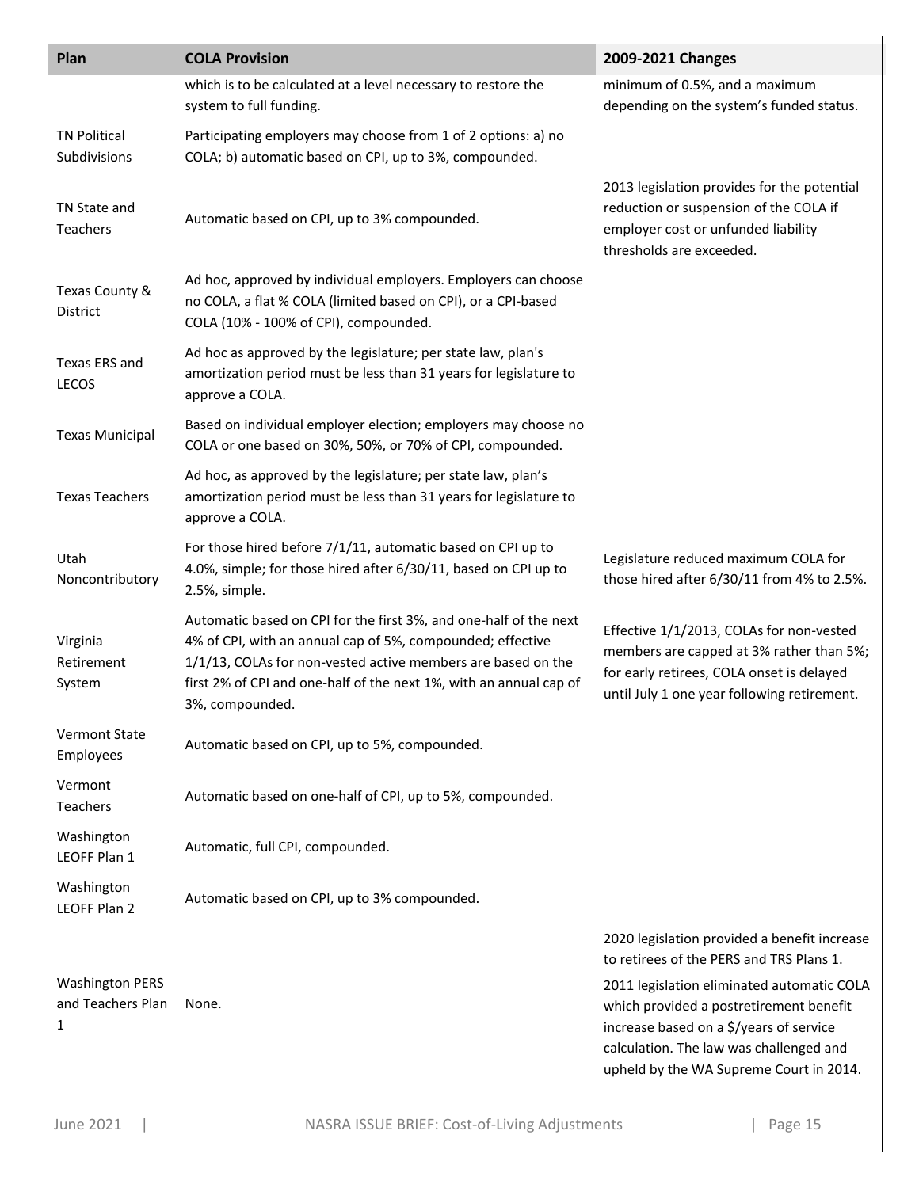| Plan | COLA Provision | 2009-2021 Changes |
|---|---|---|
| | which is to be calculated at a level necessary to restore the system to full funding. | minimum of 0.5%, and a maximum depending on the system's funded status. |
| TN Political Subdivisions | Participating employers may choose from 1 of 2 options: a) no COLA; b) automatic based on CPI, up to 3%, compounded. | |
| TN State and Teachers | Automatic based on CPI, up to 3% compounded. | 2013 legislation provides for the potential reduction or suspension of the COLA if employer cost or unfunded liability thresholds are exceeded. |
| Texas County & District | Ad hoc, approved by individual employers. Employers can choose no COLA, a flat % COLA (limited based on CPI), or a CPI-based COLA (10% - 100% of CPI), compounded. | |
| Texas ERS and LECOS | Ad hoc as approved by the legislature; per state law, plan's amortization period must be less than 31 years for legislature to approve a COLA. | |
| Texas Municipal | Based on individual employer election; employers may choose no COLA or one based on 30%, 50%, or 70% of CPI, compounded. | |
| Texas Teachers | Ad hoc, as approved by the legislature; per state law, plan's amortization period must be less than 31 years for legislature to approve a COLA. | |
| Utah Noncontributory | For those hired before 7/1/11, automatic based on CPI up to 4.0%, simple; for those hired after 6/30/11, based on CPI up to 2.5%, simple. | Legislature reduced maximum COLA for those hired after 6/30/11 from 4% to 2.5%. |
| Virginia Retirement System | Automatic based on CPI for the first 3%, and one-half of the next 4% of CPI, with an annual cap of 5%, compounded; effective 1/1/13, COLAs for non-vested active members are based on the first 2% of CPI and one-half of the next 1%, with an annual cap of 3%, compounded. | Effective 1/1/2013, COLAs for non-vested members are capped at 3% rather than 5%; for early retirees, COLA onset is delayed until July 1 one year following retirement. |
| Vermont State Employees | Automatic based on CPI, up to 5%, compounded. | |
| Vermont Teachers | Automatic based on one-half of CPI, up to 5%, compounded. | |
| Washington LEOFF Plan 1 | Automatic, full CPI, compounded. | |
| Washington LEOFF Plan 2 | Automatic based on CPI, up to 3% compounded. | |
| Washington PERS and Teachers Plan 1 | None. | 2020 legislation provided a benefit increase to retirees of the PERS and TRS Plans 1. 2011 legislation eliminated automatic COLA which provided a postretirement benefit increase based on a $/years of service calculation. The law was challenged and upheld by the WA Supreme Court in 2014. |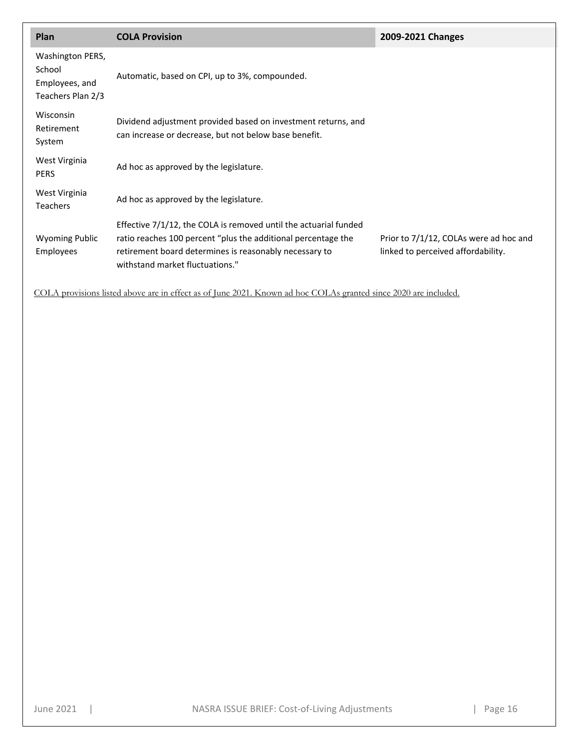| Plan | COLA Provision | 2009-2021 Changes |
|---|---|---|
| Washington PERS, School Employees, and Teachers Plan 2/3 | Automatic, based on CPI, up to 3%, compounded. | |
| Wisconsin Retirement System | Dividend adjustment provided based on investment returns, and can increase or decrease, but not below base benefit. | |
| West Virginia PERS | Ad hoc as approved by the legislature. | |
| West Virginia Teachers | Ad hoc as approved by the legislature. | |
| Wyoming Public Employees | Effective 7/1/12, the COLA is removed until the actuarial funded ratio reaches 100 percent "plus the additional percentage the retirement board determines is reasonably necessary to withstand market fluctuations." | Prior to 7/1/12, COLAs were ad hoc and linked to perceived affordability. |

COLA provisions listed above are in effect as of June 2021. Known ad hoc COLAs granted since 2020 are included.